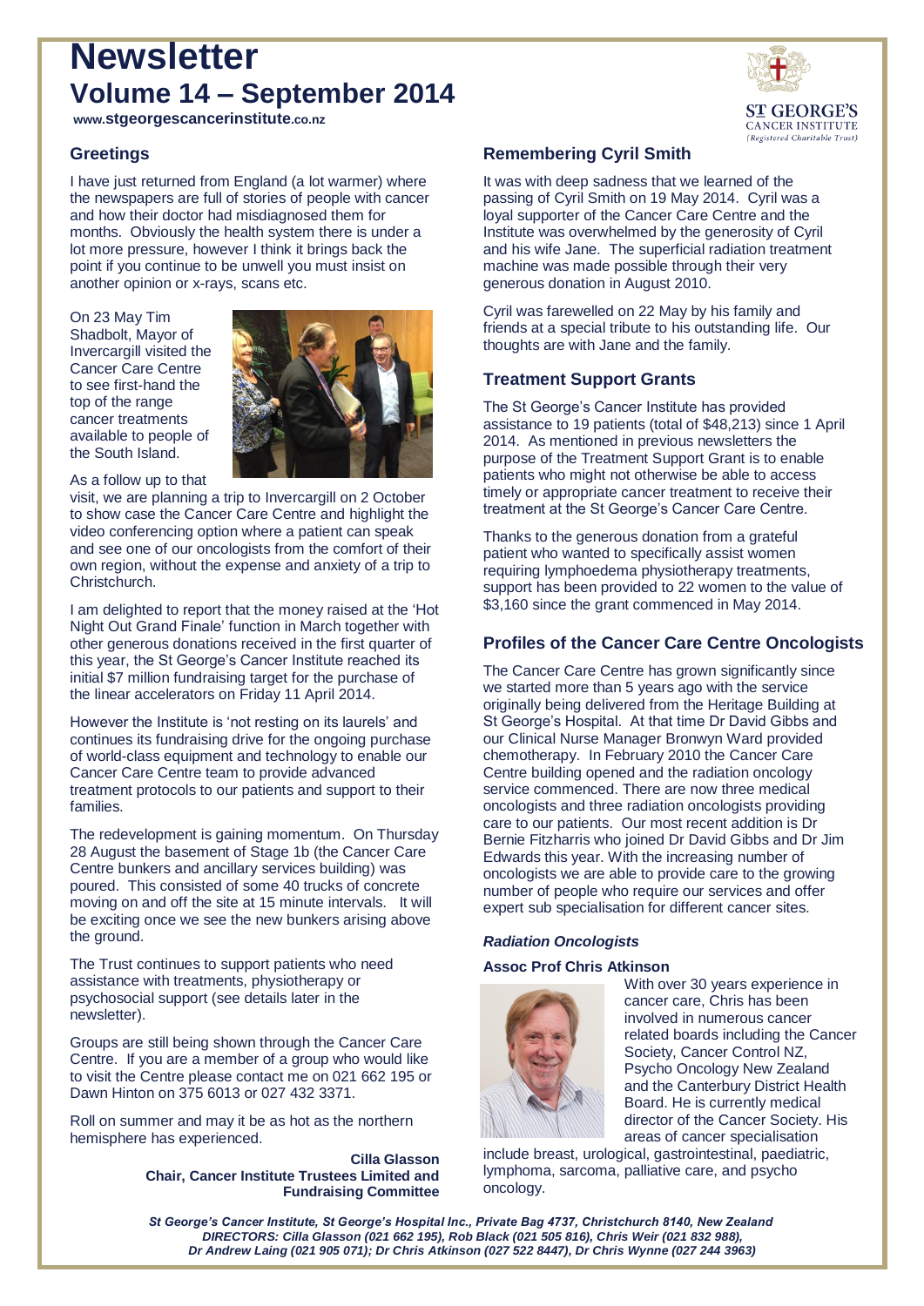# Newsletter

# Volume 14 – September 2014

www.stgeorgescancerinstitute.co.nz

ST GEORGE'S CANCER INSTITUTE (Registered Charitable Trust)

## Greetings

I have just returned from England (a lot warmer) where the newspapers are full of stories of people with cancer and how their doctor had misdiagnosed them for months. Obviously the health system there is under a lot more pressure, however I think it brings back the point if you continue to be unwell you must insist on another opinion or x-rays, scans etc.

On 23 May Tim Shadbolt, Mayor of Invercargill visited the Cancer Care Centre to see first-hand the top of the range cancer treatments available to people of the South Island.

As a follow up to that visit, we are planning a trip to Invercargill on 2 October to show case the Cancer Care Centre and highlight the video conferencing option where a patient can speak and see one of our oncologists from the comfort of their own region, without the expense and anxiety of a trip to Christchurch.

I am delighted to report that the money raised at the 'Hot Night Out Grand Finale' function in March together with other generous donations received in the first quarter of this year, the St George's Cancer Institute reached its initial $7 million fundraising target for the purchase of the linear accelerators on Friday 11 April 2014.

However the Institute is 'not resting on its laurels' and continues its fundraising drive for the ongoing purchase of world-class equipment and technology to enable our Cancer Care Centre team to provide advanced treatment protocols to our patients and support to their families.

The redevelopment is gaining momentum. On Thursday 28 August the basement of Stage 1b (the Cancer Care Centre bunkers and ancillary services building) was poured. This consisted of some 40 trucks of concrete moving on and off the site at 15 minute intervals. It will be exciting once we see the new bunkers arising above the ground.

The Trust continues to support patients who need assistance with treatments, physiotherapy or psychosocial support (see details later in the newsletter).

Groups are still being shown through the Cancer Care Centre. If you are a member of a group who would like to visit the Centre please contact me on 021 662 195 or Dawn Hinton on 375 6013 or 027 432 3371.

Roll on summer and may it be as hot as the northern hemisphere has experienced.

**Cilla Glasson**
**Chair, Cancer Institute Trustees Limited and Fundraising Committee**

## Remembering Cyril Smith

It was with deep sadness that we learned of the passing of Cyril Smith on 19 May 2014. Cyril was a loyal supporter of the Cancer Care Centre and the Institute was overwhelmed by the generosity of Cyril and his wife Jane. The superficial radiation treatment machine was made possible through their very generous donation in August 2010.

Cyril was farewelled on 22 May by his family and friends at a special tribute to his outstanding life. Our thoughts are with Jane and the family.

## Treatment Support Grants

The St George's Cancer Institute has provided assistance to 19 patients (total of $48,213) since 1 April 2014. As mentioned in previous newsletters the purpose of the Treatment Support Grant is to enable patients who might not otherwise be able to access timely or appropriate cancer treatment to receive their treatment at the St George's Cancer Care Centre.

Thanks to the generous donation from a grateful patient who wanted to specifically assist women requiring lymphoedema physiotherapy treatments, support has been provided to 22 women to the value of $3,160 since the grant commenced in May 2014.

## Profiles of the Cancer Care Centre Oncologists

The Cancer Care Centre has grown significantly since we started more than 5 years ago with the service originally being delivered from the Heritage Building at St George's Hospital. At that time Dr David Gibbs and our Clinical Nurse Manager Bronwyn Ward provided chemotherapy. In February 2010 the Cancer Care Centre building opened and the radiation oncology service commenced. There are now three medical oncologists and three radiation oncologists providing care to our patients. Our most recent addition is Dr Bernie Fitzharris who joined Dr David Gibbs and Dr Jim Edwards this year. With the increasing number of oncologists we are able to provide care to the growing number of people who require our services and offer expert sub specialisation for different cancer sites.

### *Radiation Oncologists*

**Assoc Prof Chris Atkinson**

With over 30 years experience in cancer care, Chris has been involved in numerous cancer related boards including the Cancer Society, Cancer Control NZ, Psycho Oncology New Zealand and the Canterbury District Health Board. He is currently medical director of the Cancer Society. His areas of cancer specialisation include breast, urological, gastrointestinal, paediatric, lymphoma, sarcoma, palliative care, and psycho oncology.

*St George's Cancer Institute, St George's Hospital Inc., Private Bag 4737, Christchurch 8140, New Zealand*
*DIRECTORS: Cilla Glasson (021 662 195), Rob Black (021 505 816), Chris Weir (021 832 988), Dr Andrew Laing (021 905 071); Dr Chris Atkinson (027 522 8447), Dr Chris Wynne (027 244 3963)*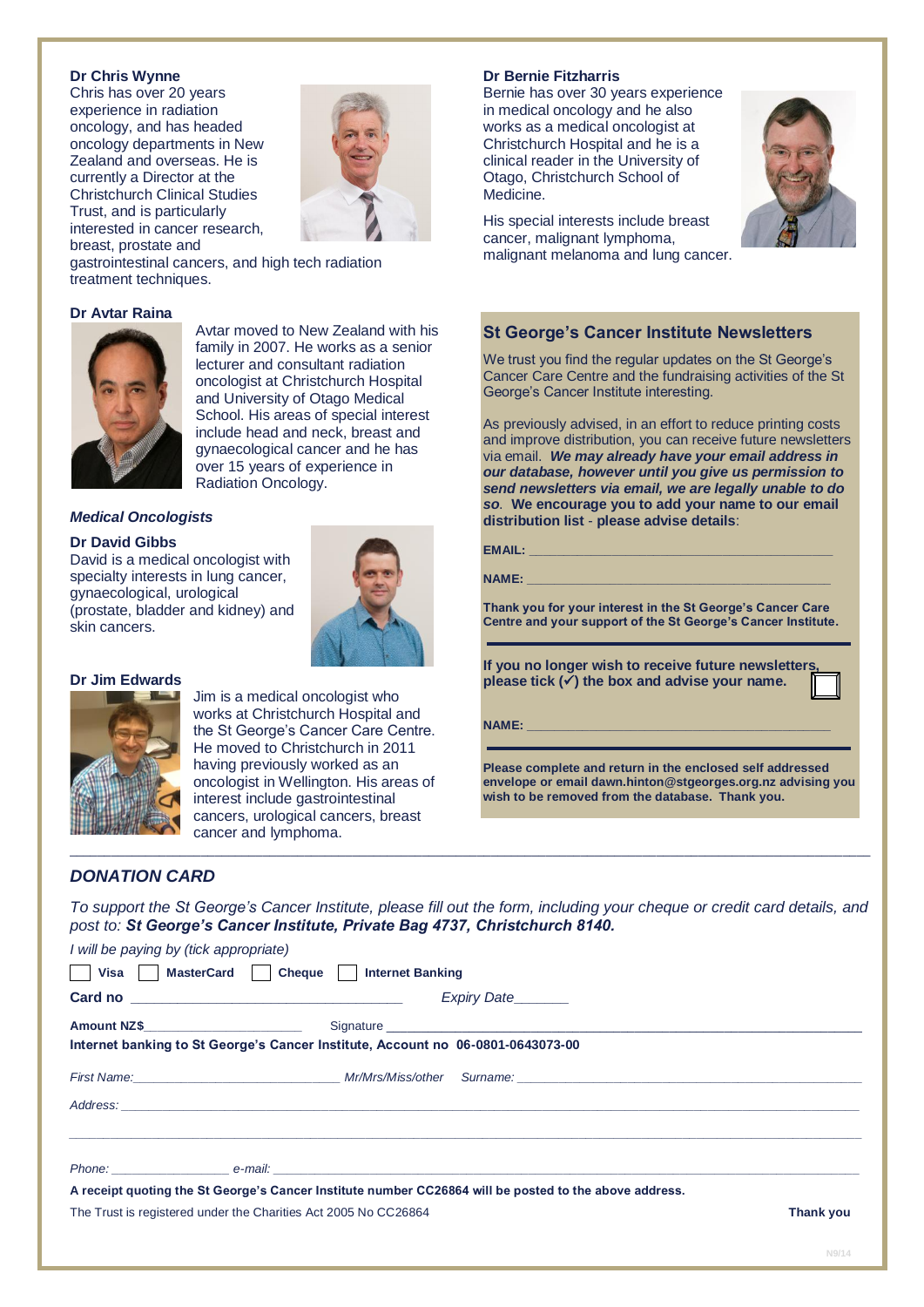**Dr Chris Wynne**

Chris has over 20 years experience in radiation oncology, and has headed oncology departments in New Zealand and overseas. He is currently a Director at the Christchurch Clinical Studies Trust, and is particularly interested in cancer research, breast, prostate and gastrointestinal cancers, and high tech radiation treatment techniques.

**Dr Avtar Raina**

Avtar moved to New Zealand with his family in 2007. He works as a senior lecturer and consultant radiation oncologist at Christchurch Hospital and University of Otago Medical School. His areas of special interest include head and neck, breast and gynaecological cancer and he has over 15 years of experience in Radiation Oncology.

***Medical Oncologists***

**Dr David Gibbs**

David is a medical oncologist with specialty interests in lung cancer, gynaecological, urological (prostate, bladder and kidney) and skin cancers.

**Dr Jim Edwards**

Jim is a medical oncologist who works at Christchurch Hospital and the St George's Cancer Care Centre. He moved to Christchurch in 2011 having previously worked as an oncologist in Wellington. His areas of interest include gastrointestinal cancers, urological cancers, breast cancer and lymphoma.

**Dr Bernie Fitzharris**

Bernie has over 30 years experience in medical oncology and he also works as a medical oncologist at Christchurch Hospital and he is a clinical reader in the University of Otago, Christchurch School of Medicine.

His special interests include breast cancer, malignant lymphoma, malignant melanoma and lung cancer.

## St George's Cancer Institute Newsletters

We trust you find the regular updates on the St George's Cancer Care Centre and the fundraising activities of the St George's Cancer Institute interesting.

As previously advised, in an effort to reduce printing costs and improve distribution, you can receive future newsletters via email. ***We may already have your email address in our database, however until you give us permission to send newsletters via email, we are legally unable to do so***. **We encourage you to add your name to our email distribution list - please advise details**:

**EMAIL:** ______________________________

**NAME:** ______________________________

**Thank you for your interest in the St George's Cancer Care Centre and your support of the St George's Cancer Institute.**

**If you no longer wish to receive future newsletters, please tick (✓) the box and advise your name.** ☐

**NAME:** ______________________________

**Please complete and return in the enclosed self addressed envelope or email dawn.hinton@stgeorges.org.nz advising you wish to be removed from the database. Thank you.**

---

## *DONATION CARD*

*To support the St George's Cancer Institute, please fill out the form, including your cheque or credit card details, and post to:* ***St George's Cancer Institute, Private Bag 4737, Christchurch 8140.***

*I will be paying by (tick appropriate)*

☐ **Visa** ☐ **MasterCard** ☐ **Cheque** ☐ **Internet Banking**

**Card no** ______________________________ *Expiry Date*_______

**Amount NZ$**____________________ Signature ______________________________

**Internet banking to St George's Cancer Institute, Account no 06-0801-0643073-00**

*First Name:*____________________ *Mr/Mrs/Miss/other* *Surname:* ____________________

*Address:* ______________________________

______________________________

*Phone:* ______________ *e-mail:* ______________________________

**A receipt quoting the St George's Cancer Institute number CC26864 will be posted to the above address.**

The Trust is registered under the Charities Act 2005 No CC26864 **Thank you**

N9/14